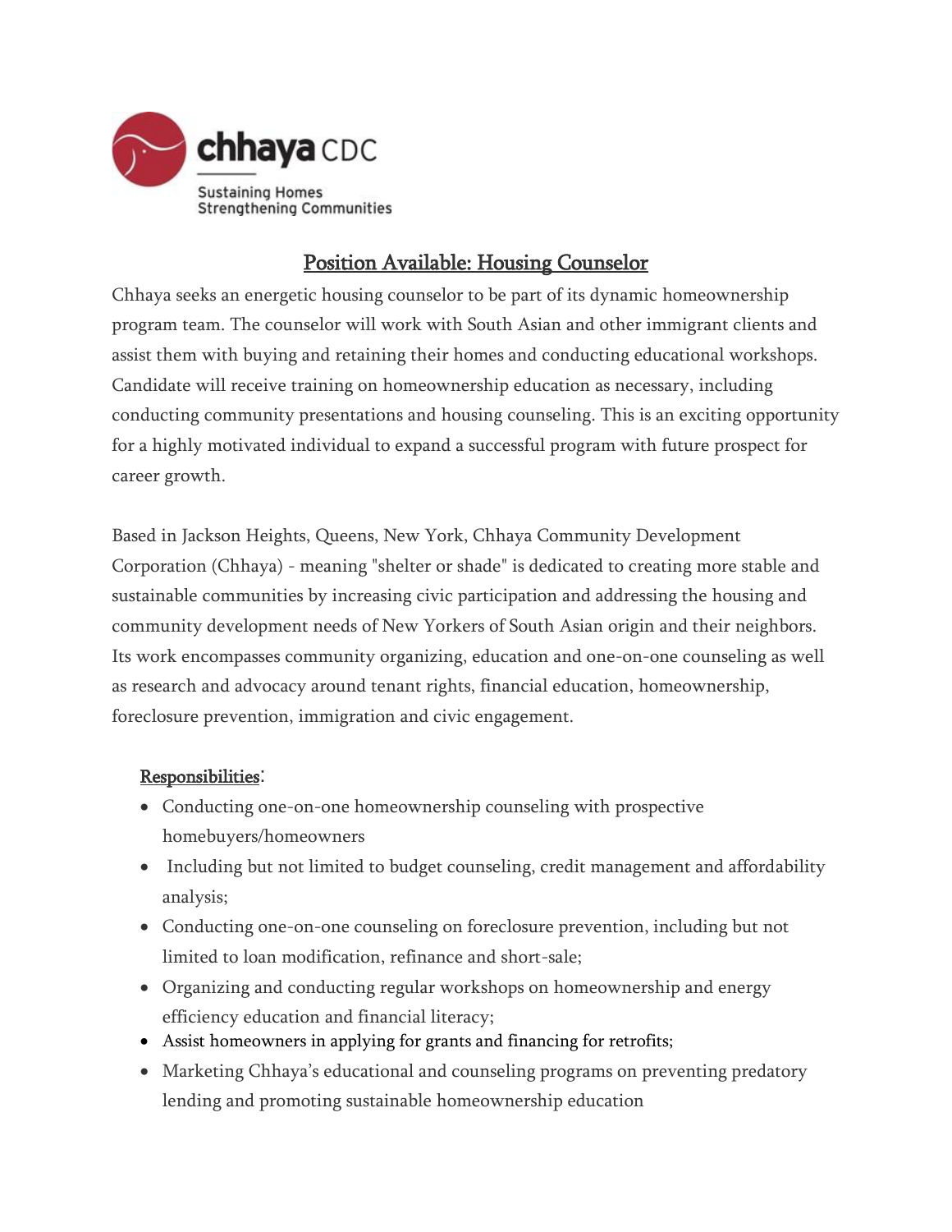chhaya CDC

Sustaining Homes
Strengthening Communities

## Position Available: Housing Counselor

Chhaya seeks an energetic housing counselor to be part of its dynamic homeownership program team. The counselor will work with South Asian and other immigrant clients and assist them with buying and retaining their homes and conducting educational workshops. Candidate will receive training on homeownership education as necessary, including conducting community presentations and housing counseling. This is an exciting opportunity for a highly motivated individual to expand a successful program with future prospect for career growth.

Based in Jackson Heights, Queens, New York, Chhaya Community Development Corporation (Chhaya) - meaning "shelter or shade" is dedicated to creating more stable and sustainable communities by increasing civic participation and addressing the housing and community development needs of New Yorkers of South Asian origin and their neighbors. Its work encompasses community organizing, education and one-on-one counseling as well as research and advocacy around tenant rights, financial education, homeownership, foreclosure prevention, immigration and civic engagement.

### Responsibilities:

- Conducting one-on-one homeownership counseling with prospective homebuyers/homeowners
- Including but not limited to budget counseling, credit management and affordability analysis;
- Conducting one-on-one counseling on foreclosure prevention, including but not limited to loan modification, refinance and short-sale;
- Organizing and conducting regular workshops on homeownership and energy efficiency education and financial literacy;
- Assist homeowners in applying for grants and financing for retrofits;
- Marketing Chhaya's educational and counseling programs on preventing predatory lending and promoting sustainable homeownership education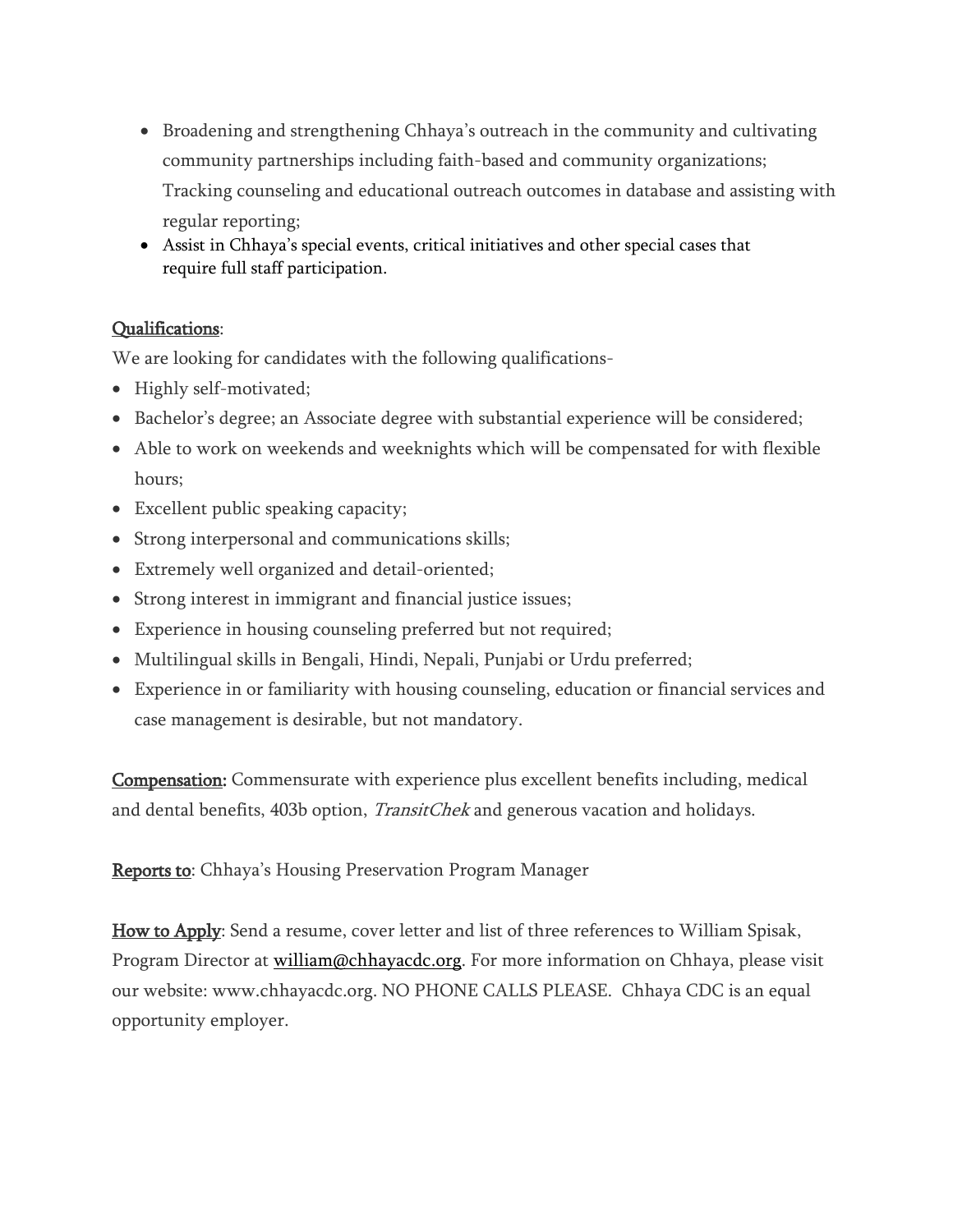- Broadening and strengthening Chhaya's outreach in the community and cultivating community partnerships including faith-based and community organizations; Tracking counseling and educational outreach outcomes in database and assisting with regular reporting;
- Assist in Chhaya's special events, critical initiatives and other special cases that require full staff participation.

<u>Qualifications</u>:

We are looking for candidates with the following qualifications-

- Highly self-motivated;
- Bachelor's degree; an Associate degree with substantial experience will be considered;
- Able to work on weekends and weeknights which will be compensated for with flexible hours;
- Excellent public speaking capacity;
- Strong interpersonal and communications skills;
- Extremely well organized and detail-oriented;
- Strong interest in immigrant and financial justice issues;
- Experience in housing counseling preferred but not required;
- Multilingual skills in Bengali, Hindi, Nepali, Punjabi or Urdu preferred;
- Experience in or familiarity with housing counseling, education or financial services and case management is desirable, but not mandatory.

<u>Compensation:</u> Commensurate with experience plus excellent benefits including, medical and dental benefits, 403b option, *TransitChek* and generous vacation and holidays.

<u>Reports to</u>: Chhaya's Housing Preservation Program Manager

<u>How to Apply</u>: Send a resume, cover letter and list of three references to William Spisak, Program Director at william@chhayacdc.org. For more information on Chhaya, please visit our website: www.chhayacdc.org. NO PHONE CALLS PLEASE. Chhaya CDC is an equal opportunity employer.